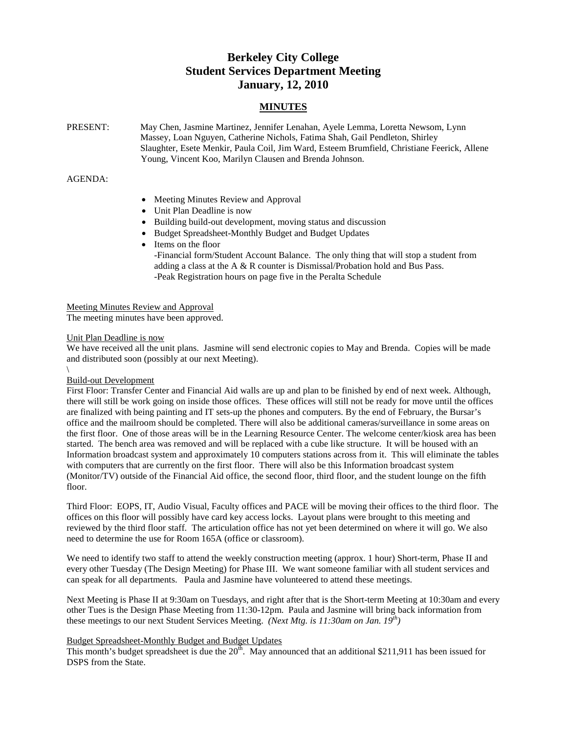# Berkeley City College
# Student Services Department Meeting
# January, 12, 2010

## MINUTES

PRESENT: May Chen, Jasmine Martinez, Jennifer Lenahan, Ayele Lemma, Loretta Newsom, Lynn Massey, Loan Nguyen, Catherine Nichols, Fatima Shah, Gail Pendleton, Shirley Slaughter, Esete Menkir, Paula Coil, Jim Ward, Esteem Brumfield, Christiane Feerick, Allene Young, Vincent Koo, Marilyn Clausen and Brenda Johnson.

AGENDA:

- Meeting Minutes Review and Approval
- Unit Plan Deadline is now
- Building build-out development, moving status and discussion
- Budget Spreadsheet-Monthly Budget and Budget Updates
- Items on the floor
  -Financial form/Student Account Balance. The only thing that will stop a student from adding a class at the A & R counter is Dismissal/Probation hold and Bus Pass.
  -Peak Registration hours on page five in the Peralta Schedule

Meeting Minutes Review and Approval

The meeting minutes have been approved.

Unit Plan Deadline is now

We have received all the unit plans. Jasmine will send electronic copies to May and Brenda. Copies will be made and distributed soon (possibly at our next Meeting).

\

Build-out Development

First Floor: Transfer Center and Financial Aid walls are up and plan to be finished by end of next week. Although, there will still be work going on inside those offices. These offices will still not be ready for move until the offices are finalized with being painting and IT sets-up the phones and computers. By the end of February, the Bursar's office and the mailroom should be completed. There will also be additional cameras/surveillance in some areas on the first floor. One of those areas will be in the Learning Resource Center. The welcome center/kiosk area has been started. The bench area was removed and will be replaced with a cube like structure. It will be housed with an Information broadcast system and approximately 10 computers stations across from it. This will eliminate the tables with computers that are currently on the first floor. There will also be this Information broadcast system (Monitor/TV) outside of the Financial Aid office, the second floor, third floor, and the student lounge on the fifth floor.

Third Floor: EOPS, IT, Audio Visual, Faculty offices and PACE will be moving their offices to the third floor. The offices on this floor will possibly have card key access locks. Layout plans were brought to this meeting and reviewed by the third floor staff. The articulation office has not yet been determined on where it will go. We also need to determine the use for Room 165A (office or classroom).

We need to identify two staff to attend the weekly construction meeting (approx. 1 hour) Short-term, Phase II and every other Tuesday (The Design Meeting) for Phase III. We want someone familiar with all student services and can speak for all departments. Paula and Jasmine have volunteered to attend these meetings.

Next Meeting is Phase II at 9:30am on Tuesdays, and right after that is the Short-term Meeting at 10:30am and every other Tues is the Design Phase Meeting from 11:30-12pm. Paula and Jasmine will bring back information from these meetings to our next Student Services Meeting. *(Next Mtg. is 11:30am on Jan. 19th)*

Budget Spreadsheet-Monthly Budget and Budget Updates

This month's budget spreadsheet is due the 20th. May announced that an additional $211,911 has been issued for DSPS from the State.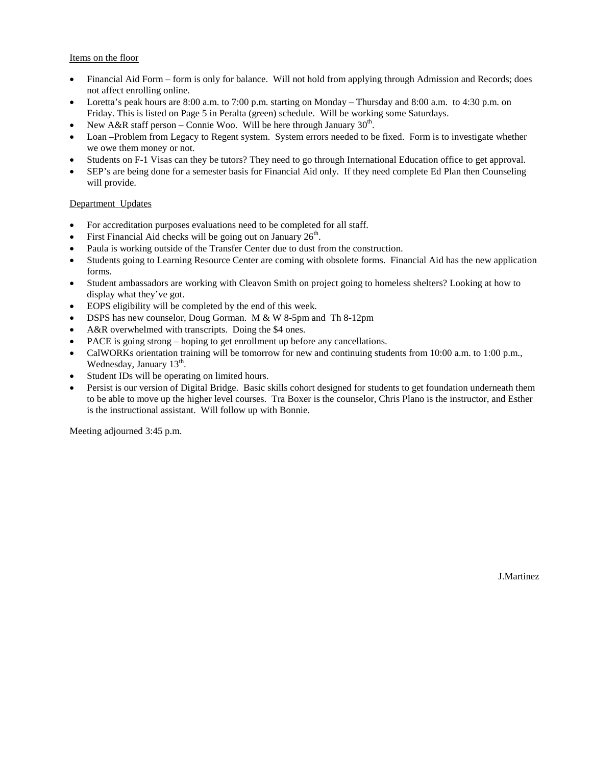Items on the floor

- Financial Aid Form – form is only for balance. Will not hold from applying through Admission and Records; does not affect enrolling online.
- Loretta's peak hours are 8:00 a.m. to 7:00 p.m. starting on Monday – Thursday and 8:00 a.m. to 4:30 p.m. on Friday. This is listed on Page 5 in Peralta (green) schedule. Will be working some Saturdays.
- New A&R staff person – Connie Woo. Will be here through January 30th.
- Loan –Problem from Legacy to Regent system. System errors needed to be fixed. Form is to investigate whether we owe them money or not.
- Students on F-1 Visas can they be tutors? They need to go through International Education office to get approval.
- SEP's are being done for a semester basis for Financial Aid only. If they need complete Ed Plan then Counseling will provide.

Department Updates

- For accreditation purposes evaluations need to be completed for all staff.
- First Financial Aid checks will be going out on January 26th.
- Paula is working outside of the Transfer Center due to dust from the construction.
- Students going to Learning Resource Center are coming with obsolete forms. Financial Aid has the new application forms.
- Student ambassadors are working with Cleavon Smith on project going to homeless shelters? Looking at how to display what they've got.
- EOPS eligibility will be completed by the end of this week.
- DSPS has new counselor, Doug Gorman. M & W 8-5pm and Th 8-12pm
- A&R overwhelmed with transcripts. Doing the $4 ones.
- PACE is going strong – hoping to get enrollment up before any cancellations.
- CalWORKs orientation training will be tomorrow for new and continuing students from 10:00 a.m. to 1:00 p.m., Wednesday, January 13th.
- Student IDs will be operating on limited hours.
- Persist is our version of Digital Bridge. Basic skills cohort designed for students to get foundation underneath them to be able to move up the higher level courses. Tra Boxer is the counselor, Chris Plano is the instructor, and Esther is the instructional assistant. Will follow up with Bonnie.

Meeting adjourned 3:45 p.m.

J.Martinez